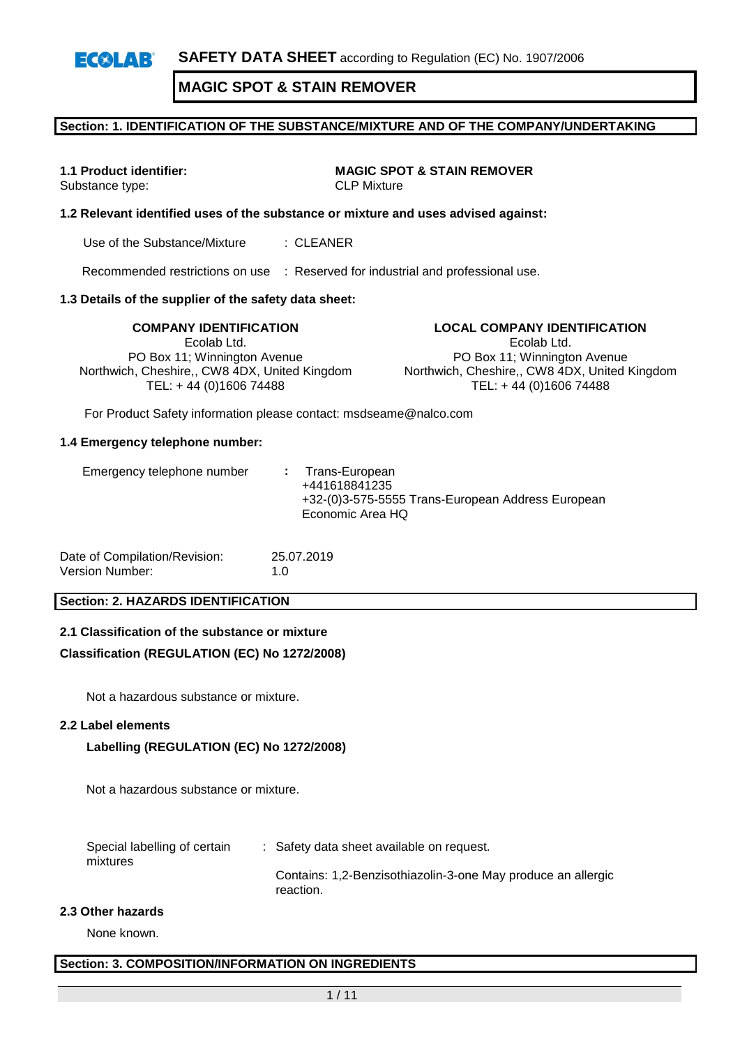**SAFETY DATA SHEET** according to Regulation (EC) No. 1907/2006

# MAGIC SPOT & STAIN REMOVER

## Section: 1. IDENTIFICATION OF THE SUBSTANCE/MIXTURE AND OF THE COMPANY/UNDERTAKING

| **1.1 Product identifier:** | **MAGIC SPOT & STAIN REMOVER** |
|---|---|
| Substance type: | CLP Mixture |

### 1.2 Relevant identified uses of the substance or mixture and uses advised against:

Use of the Substance/Mixture : CLEANER

Recommended restrictions on use : Reserved for industrial and professional use.

### 1.3 Details of the supplier of the safety data sheet:

**COMPANY IDENTIFICATION**
Ecolab Ltd.
PO Box 11; Winnington Avenue
Northwich, Cheshire,, CW8 4DX, United Kingdom
TEL: + 44 (0)1606 74488

**LOCAL COMPANY IDENTIFICATION**
Ecolab Ltd.
PO Box 11; Winnington Avenue
Northwich, Cheshire,, CW8 4DX, United Kingdom
TEL: + 44 (0)1606 74488

For Product Safety information please contact: msdseame@nalco.com

### 1.4 Emergency telephone number:

Emergency telephone number : Trans-European
+441618841235
+32-(0)3-575-5555 Trans-European Address European Economic Area HQ

| Date of Compilation/Revision: | 25.07.2019 |
|---|---|
| Version Number: | 1.0 |

## Section: 2. HAZARDS IDENTIFICATION

### 2.1 Classification of the substance or mixture

**Classification (REGULATION (EC) No 1272/2008)**

Not a hazardous substance or mixture.

### 2.2 Label elements

**Labelling (REGULATION (EC) No 1272/2008)**

Not a hazardous substance or mixture.

Special labelling of certain mixtures : Safety data sheet available on request.

Contains: 1,2-Benzisothiazolin-3-one May produce an allergic reaction.

### 2.3 Other hazards

None known.

## Section: 3. COMPOSITION/INFORMATION ON INGREDIENTS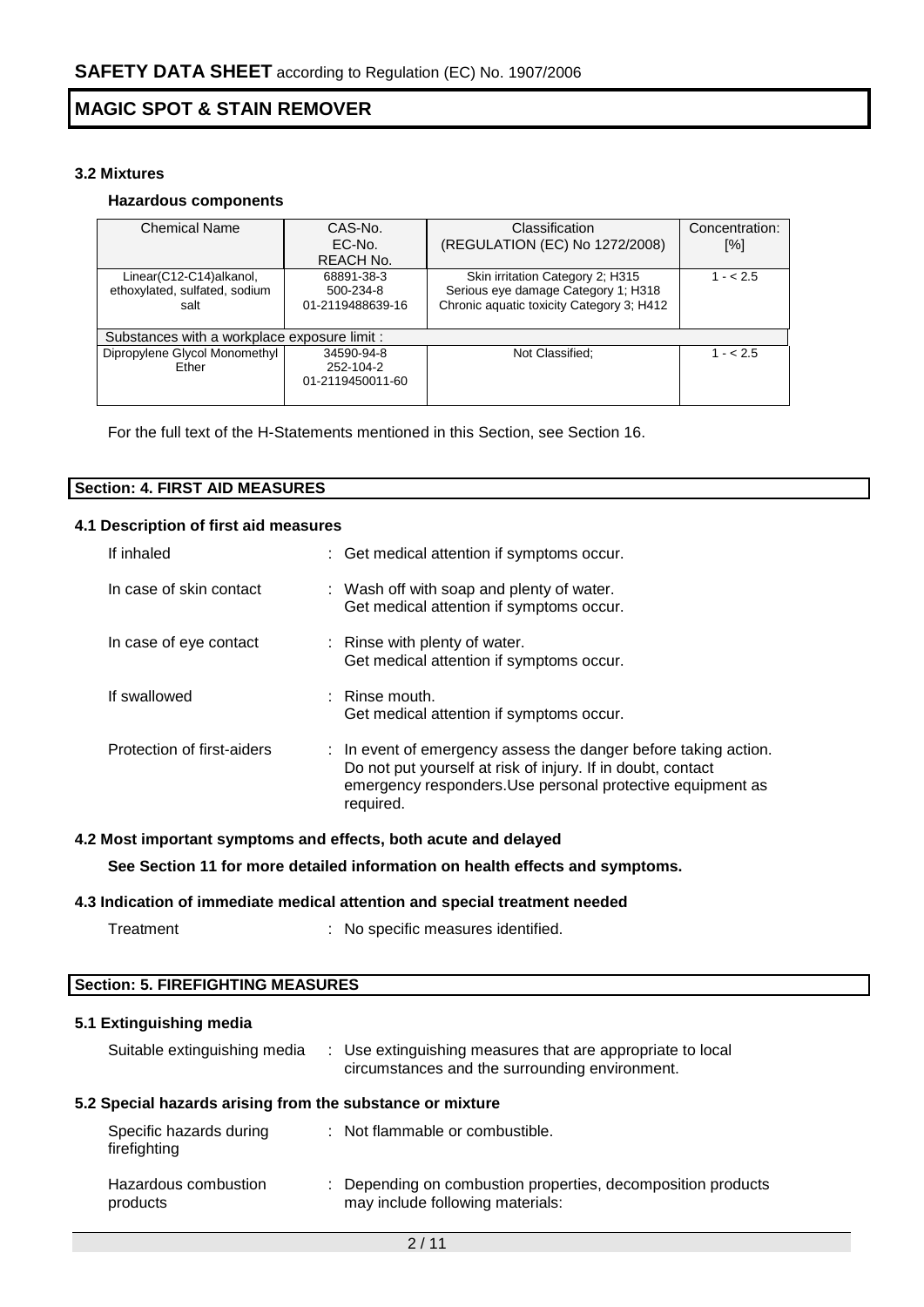### 3.2 Mixtures

**Hazardous components**

| Chemical Name | CAS-No. EC-No. REACH No. | Classification (REGULATION (EC) No 1272/2008) | Concentration: [%] |
|---|---|---|---|
| Linear(C12-C14)alkanol, ethoxylated, sulfated, sodium salt | 68891-38-3 500-234-8 01-2119488639-16 | Skin irritation Category 2; H315 Serious eye damage Category 1; H318 Chronic aquatic toxicity Category 3; H412 | 1 - < 2.5 |
| Substances with a workplace exposure limit : | | | |
| Dipropylene Glycol Monomethyl Ether | 34590-94-8 252-104-2 01-2119450011-60 | Not Classified; | 1 - < 2.5 |

For the full text of the H-Statements mentioned in this Section, see Section 16.

## Section: 4. FIRST AID MEASURES

### 4.1 Description of first aid measures

| | |
|---|---|
| If inhaled | : Get medical attention if symptoms occur. |
| In case of skin contact | : Wash off with soap and plenty of water. Get medical attention if symptoms occur. |
| In case of eye contact | : Rinse with plenty of water. Get medical attention if symptoms occur. |
| If swallowed | : Rinse mouth. Get medical attention if symptoms occur. |
| Protection of first-aiders | : In event of emergency assess the danger before taking action. Do not put yourself at risk of injury. If in doubt, contact emergency responders.Use personal protective equipment as required. |

### 4.2 Most important symptoms and effects, both acute and delayed

**See Section 11 for more detailed information on health effects and symptoms.**

### 4.3 Indication of immediate medical attention and special treatment needed

| | |
|---|---|
| Treatment | : No specific measures identified. |

## Section: 5. FIREFIGHTING MEASURES

### 5.1 Extinguishing media

| | |
|---|---|
| Suitable extinguishing media | : Use extinguishing measures that are appropriate to local circumstances and the surrounding environment. |

### 5.2 Special hazards arising from the substance or mixture

| | |
|---|---|
| Specific hazards during firefighting | : Not flammable or combustible. |
| Hazardous combustion products | : Depending on combustion properties, decomposition products may include following materials: |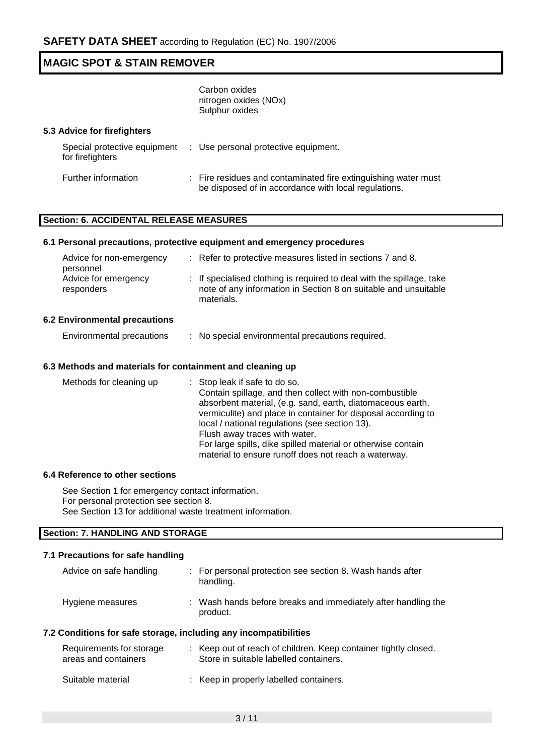Carbon oxides
nitrogen oxides (NOx)
Sulphur oxides

### 5.3 Advice for firefighters

| | |
|---|---|
| Special protective equipment for firefighters | : Use personal protective equipment. |
| Further information | : Fire residues and contaminated fire extinguishing water must be disposed of in accordance with local regulations. |

## Section: 6. ACCIDENTAL RELEASE MEASURES

### 6.1 Personal precautions, protective equipment and emergency procedures

| | |
|---|---|
| Advice for non-emergency personnel | : Refer to protective measures listed in sections 7 and 8. |
| Advice for emergency responders | : If specialised clothing is required to deal with the spillage, take note of any information in Section 8 on suitable and unsuitable materials. |

### 6.2 Environmental precautions

| | |
|---|---|
| Environmental precautions | : No special environmental precautions required. |

### 6.3 Methods and materials for containment and cleaning up

| | |
|---|---|
| Methods for cleaning up | : Stop leak if safe to do so. Contain spillage, and then collect with non-combustible absorbent material, (e.g. sand, earth, diatomaceous earth, vermiculite) and place in container for disposal according to local / national regulations (see section 13). Flush away traces with water. For large spills, dike spilled material or otherwise contain material to ensure runoff does not reach a waterway. |

### 6.4 Reference to other sections

See Section 1 for emergency contact information.
For personal protection see section 8.
See Section 13 for additional waste treatment information.

## Section: 7. HANDLING AND STORAGE

### 7.1 Precautions for safe handling

| | |
|---|---|
| Advice on safe handling | : For personal protection see section 8. Wash hands after handling. |
| Hygiene measures | : Wash hands before breaks and immediately after handling the product. |

### 7.2 Conditions for safe storage, including any incompatibilities

| | |
|---|---|
| Requirements for storage areas and containers | : Keep out of reach of children. Keep container tightly closed. Store in suitable labelled containers. |
| Suitable material | : Keep in properly labelled containers. |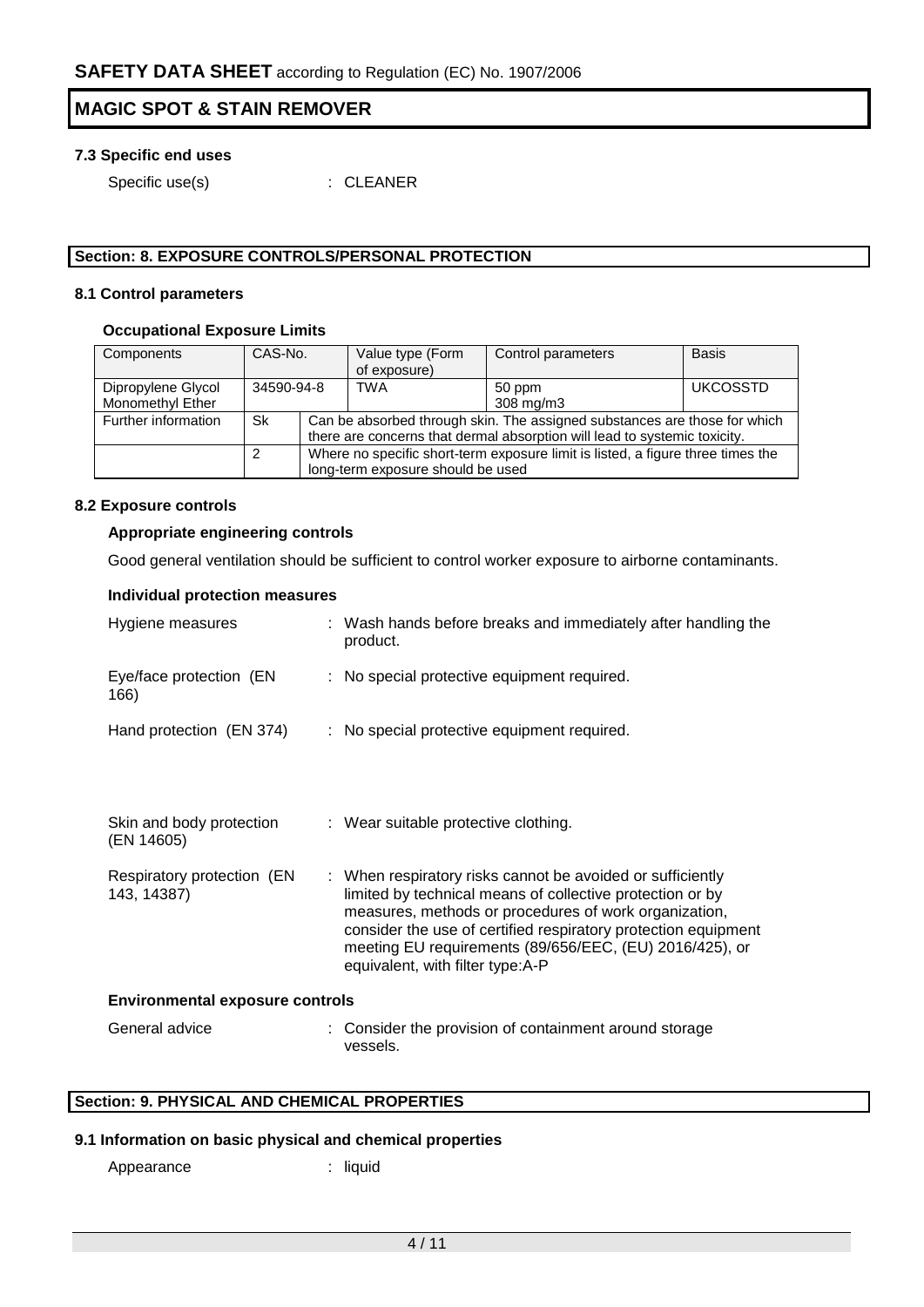## 7.3 Specific end uses

Specific use(s) : CLEANER

## Section: 8. EXPOSURE CONTROLS/PERSONAL PROTECTION

### 8.1 Control parameters

**Occupational Exposure Limits**

| Components | CAS-No. | Value type (Form of exposure) | Control parameters | Basis |
|---|---|---|---|---|
| Dipropylene Glycol Monomethyl Ether | 34590-94-8 | TWA | 50 ppm<br>308 mg/m3 | UKCOSSTD |
| Further information | Sk | Can be absorbed through skin. The assigned substances are those for which there are concerns that dermal absorption will lead to systemic toxicity. | | |
| | 2 | Where no specific short-term exposure limit is listed, a figure three times the long-term exposure should be used | | |

### 8.2 Exposure controls

**Appropriate engineering controls**

Good general ventilation should be sufficient to control worker exposure to airborne contaminants.

**Individual protection measures**

Hygiene measures : Wash hands before breaks and immediately after handling the product.

Eye/face protection (EN 166) : No special protective equipment required.

Hand protection (EN 374) : No special protective equipment required.

Skin and body protection (EN 14605) : Wear suitable protective clothing.

Respiratory protection (EN 143, 14387) : When respiratory risks cannot be avoided or sufficiently limited by technical means of collective protection or by measures, methods or procedures of work organization, consider the use of certified respiratory protection equipment meeting EU requirements (89/656/EEC, (EU) 2016/425), or equivalent, with filter type:A-P

**Environmental exposure controls**

General advice : Consider the provision of containment around storage vessels.

## Section: 9. PHYSICAL AND CHEMICAL PROPERTIES

### 9.1 Information on basic physical and chemical properties

Appearance : liquid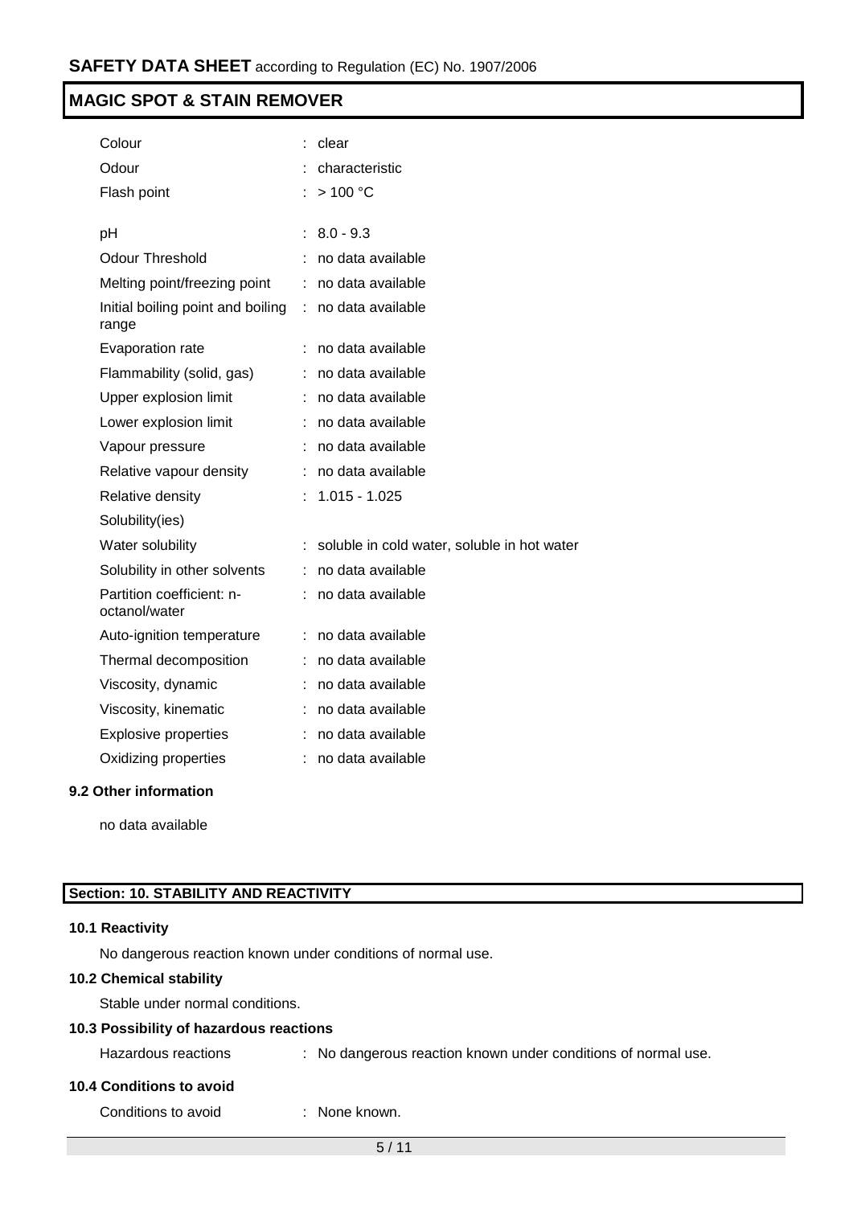| | | |
|---|---|---|
| Colour | : | clear |
| Odour | : | characteristic |
| Flash point | : | > 100 °C |
| pH | : | 8.0 - 9.3 |
| Odour Threshold | : | no data available |
| Melting point/freezing point | : | no data available |
| Initial boiling point and boiling range | : | no data available |
| Evaporation rate | : | no data available |
| Flammability (solid, gas) | : | no data available |
| Upper explosion limit | : | no data available |
| Lower explosion limit | : | no data available |
| Vapour pressure | : | no data available |
| Relative vapour density | : | no data available |
| Relative density | : | 1.015 - 1.025 |
| Solubility(ies) | | |
| Water solubility | : | soluble in cold water, soluble in hot water |
| Solubility in other solvents | : | no data available |
| Partition coefficient: n-octanol/water | : | no data available |
| Auto-ignition temperature | : | no data available |
| Thermal decomposition | : | no data available |
| Viscosity, dynamic | : | no data available |
| Viscosity, kinematic | : | no data available |
| Explosive properties | : | no data available |
| Oxidizing properties | : | no data available |

### 9.2 Other information

no data available

## Section: 10. STABILITY AND REACTIVITY

### 10.1 Reactivity

No dangerous reaction known under conditions of normal use.

### 10.2 Chemical stability

Stable under normal conditions.

### 10.3 Possibility of hazardous reactions

Hazardous reactions : No dangerous reaction known under conditions of normal use.

### 10.4 Conditions to avoid

Conditions to avoid : None known.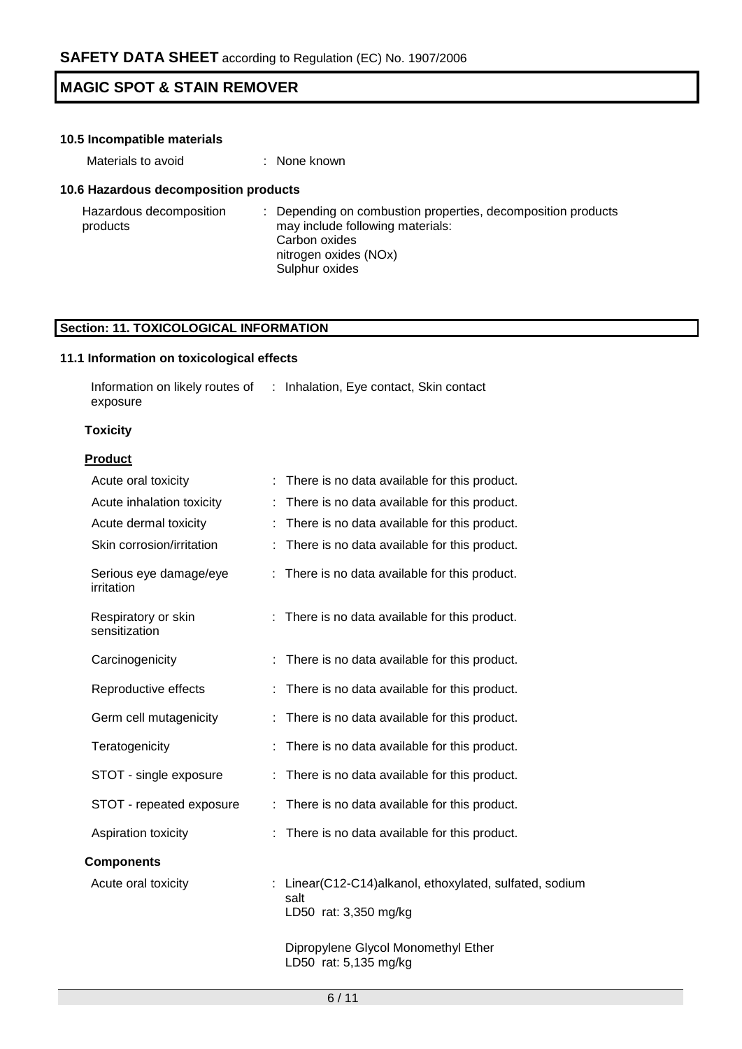### 10.5 Incompatible materials

| | |
|---|---|
| Materials to avoid | : None known |

### 10.6 Hazardous decomposition products

| | |
|---|---|
| Hazardous decomposition products | : Depending on combustion properties, decomposition products may include following materials:<br>Carbon oxides<br>nitrogen oxides (NOx)<br>Sulphur oxides |

## Section: 11. TOXICOLOGICAL INFORMATION

### 11.1 Information on toxicological effects

| | |
|---|---|
| Information on likely routes of exposure | : Inhalation, Eye contact, Skin contact |

**Toxicity**

**Product**

| | |
|---|---|
| Acute oral toxicity | : There is no data available for this product. |
| Acute inhalation toxicity | : There is no data available for this product. |
| Acute dermal toxicity | : There is no data available for this product. |
| Skin corrosion/irritation | : There is no data available for this product. |
| Serious eye damage/eye irritation | : There is no data available for this product. |
| Respiratory or skin sensitization | : There is no data available for this product. |
| Carcinogenicity | : There is no data available for this product. |
| Reproductive effects | : There is no data available for this product. |
| Germ cell mutagenicity | : There is no data available for this product. |
| Teratogenicity | : There is no data available for this product. |
| STOT - single exposure | : There is no data available for this product. |
| STOT - repeated exposure | : There is no data available for this product. |
| Aspiration toxicity | : There is no data available for this product. |

**Components**

| | |
|---|---|
| Acute oral toxicity | : Linear(C12-C14)alkanol, ethoxylated, sulfated, sodium salt<br>LD50 rat: 3,350 mg/kg<br><br>Dipropylene Glycol Monomethyl Ether<br>LD50 rat: 5,135 mg/kg |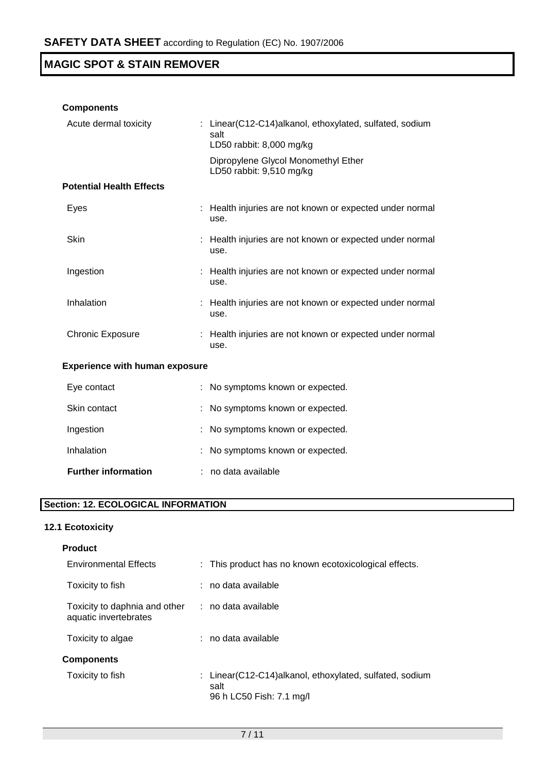**Components**

| | |
|---|---|
| Acute dermal toxicity | : Linear(C12-C14)alkanol, ethoxylated, sulfated, sodium salt<br>LD50 rabbit: 8,000 mg/kg<br><br>Dipropylene Glycol Monomethyl Ether<br>LD50 rabbit: 9,510 mg/kg |

**Potential Health Effects**

| | |
|---|---|
| Eyes | : Health injuries are not known or expected under normal use. |
| Skin | : Health injuries are not known or expected under normal use. |
| Ingestion | : Health injuries are not known or expected under normal use. |
| Inhalation | : Health injuries are not known or expected under normal use. |
| Chronic Exposure | : Health injuries are not known or expected under normal use. |

**Experience with human exposure**

| | |
|---|---|
| Eye contact | : No symptoms known or expected. |
| Skin contact | : No symptoms known or expected. |
| Ingestion | : No symptoms known or expected. |
| Inhalation | : No symptoms known or expected. |
| **Further information** | : no data available |

## Section: 12. ECOLOGICAL INFORMATION

### 12.1 Ecotoxicity

**Product**

| | |
|---|---|
| Environmental Effects | : This product has no known ecotoxicological effects. |
| Toxicity to fish | : no data available |
| Toxicity to daphnia and other aquatic invertebrates | : no data available |
| Toxicity to algae | : no data available |

**Components**

| | |
|---|---|
| Toxicity to fish | : Linear(C12-C14)alkanol, ethoxylated, sulfated, sodium salt<br>96 h LC50 Fish: 7.1 mg/l |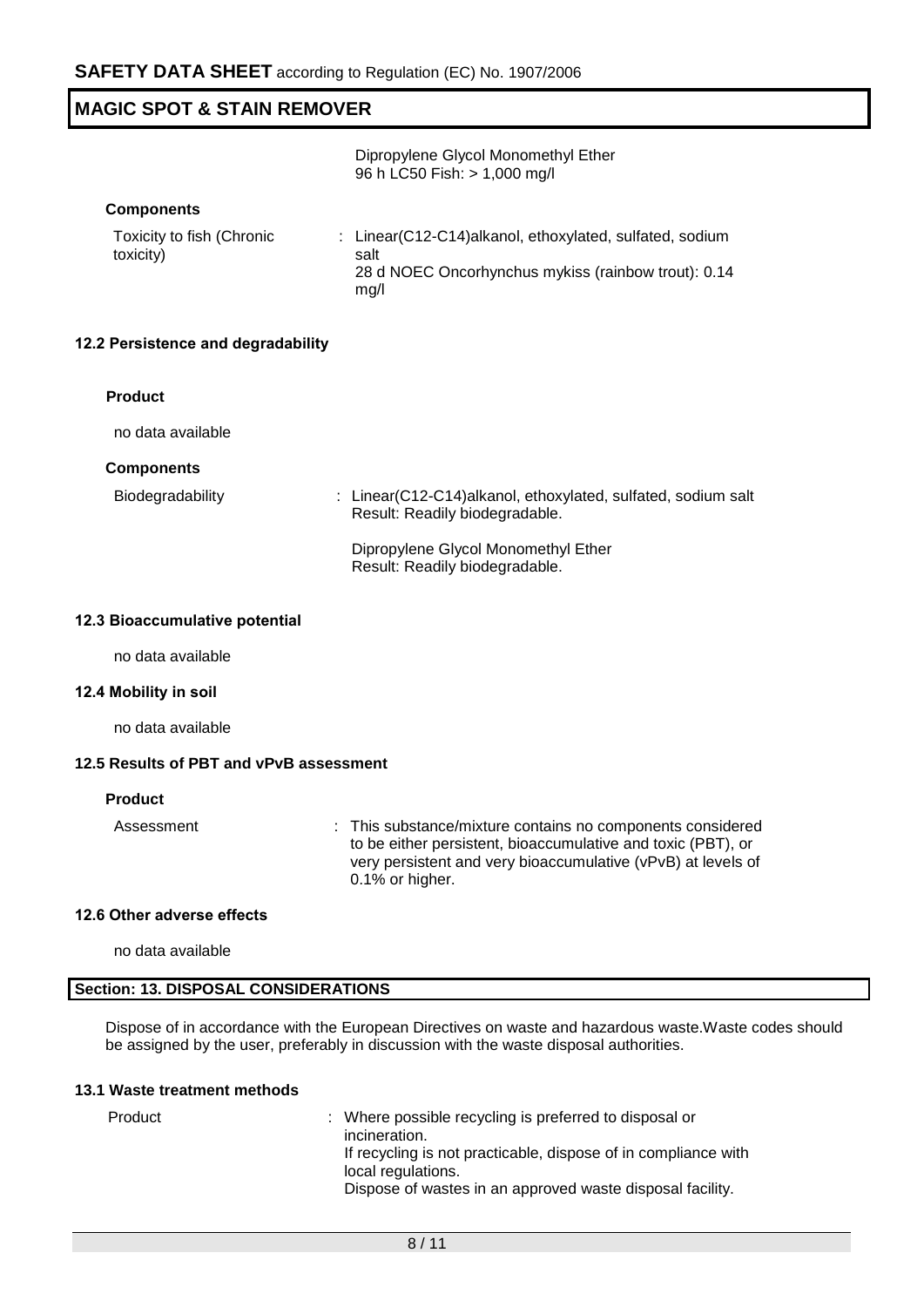Dipropylene Glycol Monomethyl Ether
96 h LC50 Fish: > 1,000 mg/l

**Components**

Toxicity to fish (Chronic toxicity) : Linear(C12-C14)alkanol, ethoxylated, sulfated, sodium salt
28 d NOEC Oncorhynchus mykiss (rainbow trout): 0.14 mg/l

### 12.2 Persistence and degradability

**Product**

no data available

**Components**

Biodegradability : Linear(C12-C14)alkanol, ethoxylated, sulfated, sodium salt
Result: Readily biodegradable.

Dipropylene Glycol Monomethyl Ether
Result: Readily biodegradable.

### 12.3 Bioaccumulative potential

no data available

### 12.4 Mobility in soil

no data available

### 12.5 Results of PBT and vPvB assessment

**Product**

Assessment : This substance/mixture contains no components considered to be either persistent, bioaccumulative and toxic (PBT), or very persistent and very bioaccumulative (vPvB) at levels of 0.1% or higher.

### 12.6 Other adverse effects

no data available

## Section: 13. DISPOSAL CONSIDERATIONS

Dispose of in accordance with the European Directives on waste and hazardous waste.Waste codes should be assigned by the user, preferably in discussion with the waste disposal authorities.

### 13.1 Waste treatment methods

Product : Where possible recycling is preferred to disposal or incineration.
If recycling is not practicable, dispose of in compliance with local regulations.
Dispose of wastes in an approved waste disposal facility.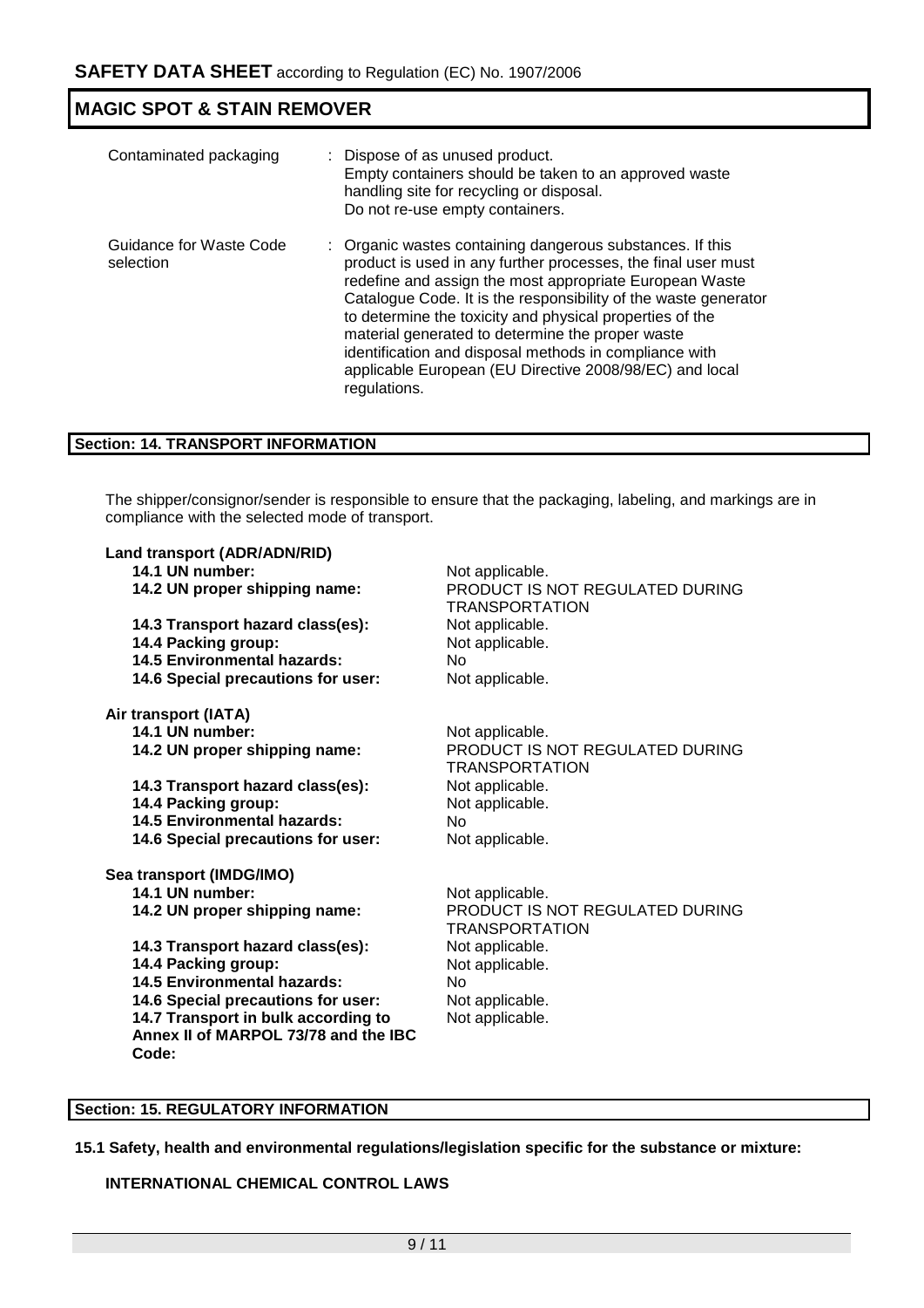| | |
|---|---|
| Contaminated packaging | : Dispose of as unused product.<br>Empty containers should be taken to an approved waste handling site for recycling or disposal.<br>Do not re-use empty containers. |
| Guidance for Waste Code selection | : Organic wastes containing dangerous substances. If this product is used in any further processes, the final user must redefine and assign the most appropriate European Waste Catalogue Code. It is the responsibility of the waste generator to determine the toxicity and physical properties of the material generated to determine the proper waste identification and disposal methods in compliance with applicable European (EU Directive 2008/98/EC) and local regulations. |

## Section: 14. TRANSPORT INFORMATION

The shipper/consignor/sender is responsible to ensure that the packaging, labeling, and markings are in compliance with the selected mode of transport.

**Land transport (ADR/ADN/RID)**

| | |
|---|---|
| **14.1 UN number:** | Not applicable. |
| **14.2 UN proper shipping name:** | PRODUCT IS NOT REGULATED DURING TRANSPORTATION |
| **14.3 Transport hazard class(es):** | Not applicable. |
| **14.4 Packing group:** | Not applicable. |
| **14.5 Environmental hazards:** | No |
| **14.6 Special precautions for user:** | Not applicable. |

**Air transport (IATA)**

| | |
|---|---|
| **14.1 UN number:** | Not applicable. |
| **14.2 UN proper shipping name:** | PRODUCT IS NOT REGULATED DURING TRANSPORTATION |
| **14.3 Transport hazard class(es):** | Not applicable. |
| **14.4 Packing group:** | Not applicable. |
| **14.5 Environmental hazards:** | No |
| **14.6 Special precautions for user:** | Not applicable. |

**Sea transport (IMDG/IMO)**

| | |
|---|---|
| **14.1 UN number:** | Not applicable. |
| **14.2 UN proper shipping name:** | PRODUCT IS NOT REGULATED DURING TRANSPORTATION |
| **14.3 Transport hazard class(es):** | Not applicable. |
| **14.4 Packing group:** | Not applicable. |
| **14.5 Environmental hazards:** | No |
| **14.6 Special precautions for user:** | Not applicable. |
| **14.7 Transport in bulk according to Annex II of MARPOL 73/78 and the IBC Code:** | Not applicable. |

## Section: 15. REGULATORY INFORMATION

**15.1 Safety, health and environmental regulations/legislation specific for the substance or mixture:**

**INTERNATIONAL CHEMICAL CONTROL LAWS**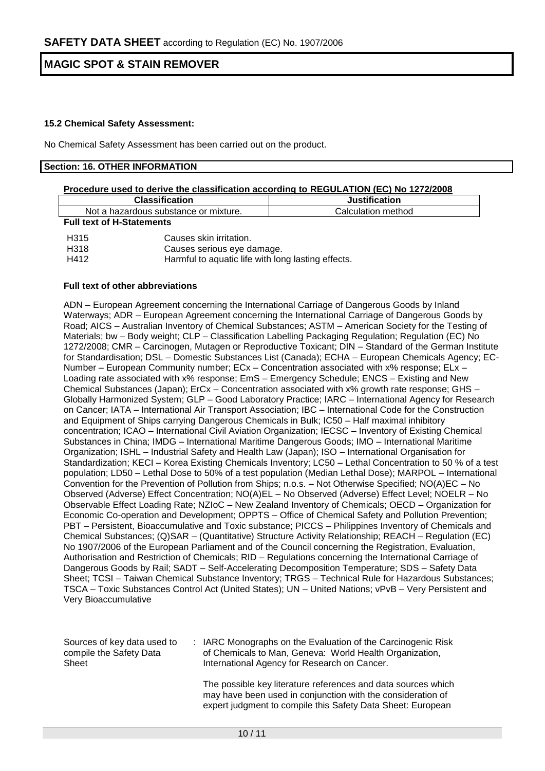**15.2 Chemical Safety Assessment:**

No Chemical Safety Assessment has been carried out on the product.

## Section: 16. OTHER INFORMATION

**Procedure used to derive the classification according to REGULATION (EC) No 1272/2008**

| Classification | Justification |
|---|---|
| Not a hazardous substance or mixture. | Calculation method |

**Full text of H-Statements**

| | |
|---|---|
| H315 | Causes skin irritation. |
| H318 | Causes serious eye damage. |
| H412 | Harmful to aquatic life with long lasting effects. |

**Full text of other abbreviations**

ADN – European Agreement concerning the International Carriage of Dangerous Goods by Inland Waterways; ADR – European Agreement concerning the International Carriage of Dangerous Goods by Road; AICS – Australian Inventory of Chemical Substances; ASTM – American Society for the Testing of Materials; bw – Body weight; CLP – Classification Labelling Packaging Regulation; Regulation (EC) No 1272/2008; CMR – Carcinogen, Mutagen or Reproductive Toxicant; DIN – Standard of the German Institute for Standardisation; DSL – Domestic Substances List (Canada); ECHA – European Chemicals Agency; EC-Number – European Community number; ECx – Concentration associated with x% response; ELx – Loading rate associated with x% response; EmS – Emergency Schedule; ENCS – Existing and New Chemical Substances (Japan); ErCx – Concentration associated with x% growth rate response; GHS – Globally Harmonized System; GLP – Good Laboratory Practice; IARC – International Agency for Research on Cancer; IATA – International Air Transport Association; IBC – International Code for the Construction and Equipment of Ships carrying Dangerous Chemicals in Bulk; IC50 – Half maximal inhibitory concentration; ICAO – International Civil Aviation Organization; IECSC – Inventory of Existing Chemical Substances in China; IMDG – International Maritime Dangerous Goods; IMO – International Maritime Organization; ISHL – Industrial Safety and Health Law (Japan); ISO – International Organisation for Standardization; KECI – Korea Existing Chemicals Inventory; LC50 – Lethal Concentration to 50 % of a test population; LD50 – Lethal Dose to 50% of a test population (Median Lethal Dose); MARPOL – International Convention for the Prevention of Pollution from Ships; n.o.s. – Not Otherwise Specified; NO(A)EC – No Observed (Adverse) Effect Concentration; NO(A)EL – No Observed (Adverse) Effect Level; NOELR – No Observable Effect Loading Rate; NZIoC – New Zealand Inventory of Chemicals; OECD – Organization for Economic Co-operation and Development; OPPTS – Office of Chemical Safety and Pollution Prevention; PBT – Persistent, Bioaccumulative and Toxic substance; PICCS – Philippines Inventory of Chemicals and Chemical Substances; (Q)SAR – (Quantitative) Structure Activity Relationship; REACH – Regulation (EC) No 1907/2006 of the European Parliament and of the Council concerning the Registration, Evaluation, Authorisation and Restriction of Chemicals; RID – Regulations concerning the International Carriage of Dangerous Goods by Rail; SADT – Self-Accelerating Decomposition Temperature; SDS – Safety Data Sheet; TCSI – Taiwan Chemical Substance Inventory; TRGS – Technical Rule for Hazardous Substances; TSCA – Toxic Substances Control Act (United States); UN – United Nations; vPvB – Very Persistent and Very Bioaccumulative

Sources of key data used to compile the Safety Data Sheet : IARC Monographs on the Evaluation of the Carcinogenic Risk of Chemicals to Man, Geneva: World Health Organization, International Agency for Research on Cancer.

The possible key literature references and data sources which may have been used in conjunction with the consideration of expert judgment to compile this Safety Data Sheet: European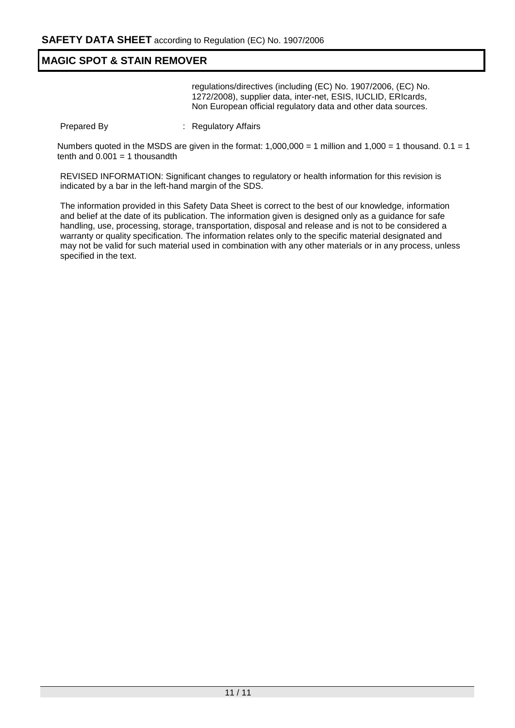regulations/directives (including (EC) No. 1907/2006, (EC) No. 1272/2008), supplier data, inter-net, ESIS, IUCLID, ERIcards, Non European official regulatory data and other data sources.

Prepared By : Regulatory Affairs

Numbers quoted in the MSDS are given in the format: 1,000,000 = 1 million and 1,000 = 1 thousand. 0.1 = 1 tenth and 0.001 = 1 thousandth

REVISED INFORMATION: Significant changes to regulatory or health information for this revision is indicated by a bar in the left-hand margin of the SDS.

The information provided in this Safety Data Sheet is correct to the best of our knowledge, information and belief at the date of its publication. The information given is designed only as a guidance for safe handling, use, processing, storage, transportation, disposal and release and is not to be considered a warranty or quality specification. The information relates only to the specific material designated and may not be valid for such material used in combination with any other materials or in any process, unless specified in the text.